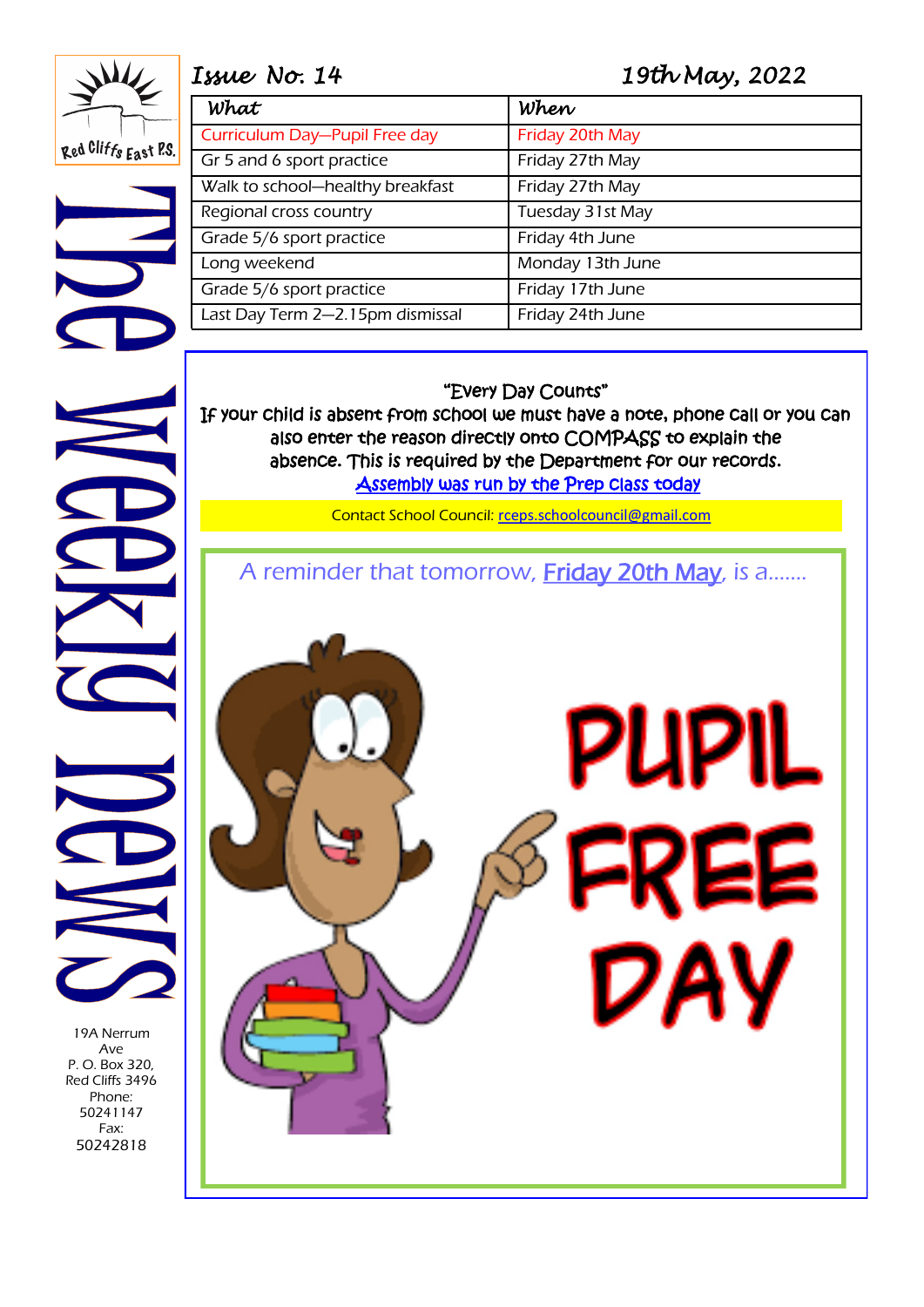# The Weekly News

Red Cliffs East P.S.

*Issue No. 14* *19th May, 2022*

| What | When |
|---|---|
| Curriculum Day—Pupil Free day | Friday 20th May |
| Gr 5 and 6 sport practice | Friday 27th May |
| Walk to school—healthy breakfast | Friday 27th May |
| Regional cross country | Tuesday 31st May |
| Grade 5/6 sport practice | Friday 4th June |
| Long weekend | Monday 13th June |
| Grade 5/6 sport practice | Friday 17th June |
| Last Day Term 2—2.15pm dismissal | Friday 24th June |

"Every Day Counts"

If your child is absent from school we must have a note, phone call or you can also enter the reason directly onto COMPASS to explain the absence. This is required by the Department for our records.

Assembly was run by the Prep class today

Contact School Council: rceps.schoolcouncil@gmail.com

A reminder that tomorrow, Friday 20th May, is a.......

PUPIL FREE DAY

19A Nerrum Ave
P. O. Box 320,
Red Cliffs 3496
Phone: 50241147
Fax: 50242818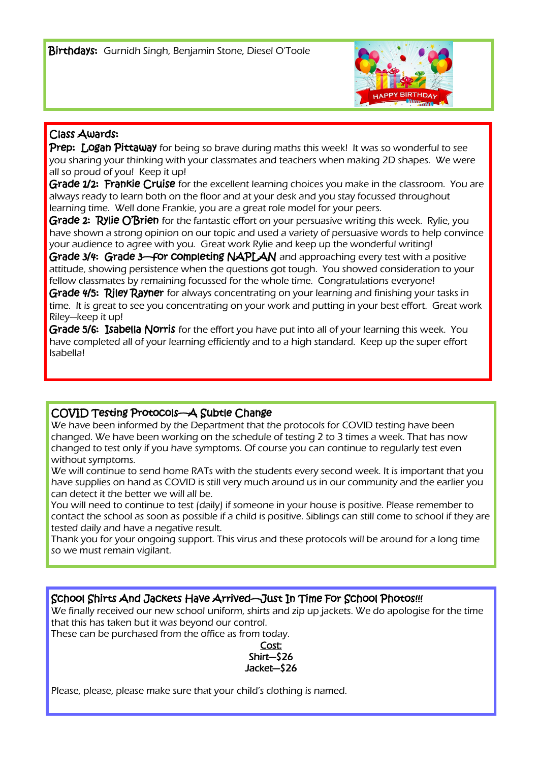**Birthdays:** Gurnidh Singh, Benjamin Stone, Diesel O'Toole

## Class Awards:

**Prep: Logan Pittaway** for being so brave during maths this week! It was so wonderful to see you sharing your thinking with your classmates and teachers when making 2D shapes. We were all so proud of you! Keep it up!

**Grade 1/2: Frankie Cruise** for the excellent learning choices you make in the classroom. You are always ready to learn both on the floor and at your desk and you stay focussed throughout learning time. Well done Frankie, you are a great role model for your peers.

**Grade 2: Rylie O'Brien** for the fantastic effort on your persuasive writing this week. Rylie, you have shown a strong opinion on our topic and used a variety of persuasive words to help convince your audience to agree with you. Great work Rylie and keep up the wonderful writing!

**Grade 3/4: Grade 3—for completing NAPLAN** and approaching every test with a positive attitude, showing persistence when the questions got tough. You showed consideration to your fellow classmates by remaining focussed for the whole time. Congratulations everyone!

**Grade 4/5: Riley Rayner** for always concentrating on your learning and finishing your tasks in time. It is great to see you concentrating on your work and putting in your best effort. Great work Riley—keep it up!

**Grade 5/6: Isabella Norris** for the effort you have put into all of your learning this week. You have completed all of your learning efficiently and to a high standard. Keep up the super effort Isabella!

## COVID Testing Protocols—A Subtle Change

We have been informed by the Department that the protocols for COVID testing have been changed. We have been working on the schedule of testing 2 to 3 times a week. That has now changed to test only if you have symptoms. Of course you can continue to regularly test even without symptoms.

We will continue to send home RATs with the students every second week. It is important that you have supplies on hand as COVID is still very much around us in our community and the earlier you can detect it the better we will all be.

You will need to continue to test (daily) if someone in your house is positive. Please remember to contact the school as soon as possible if a child is positive. Siblings can still come to school if they are tested daily and have a negative result.

Thank you for your ongoing support. This virus and these protocols will be around for a long time so we must remain vigilant.

## School Shirts And Jackets Have Arrived—Just In Time For School Photos!!!

We finally received our new school uniform, shirts and zip up jackets. We do apologise for the time that this has taken but it was beyond our control.

These can be purchased from the office as from today.

Cost:
Shirt—$26
Jacket—$26

Please, please, please make sure that your child's clothing is named.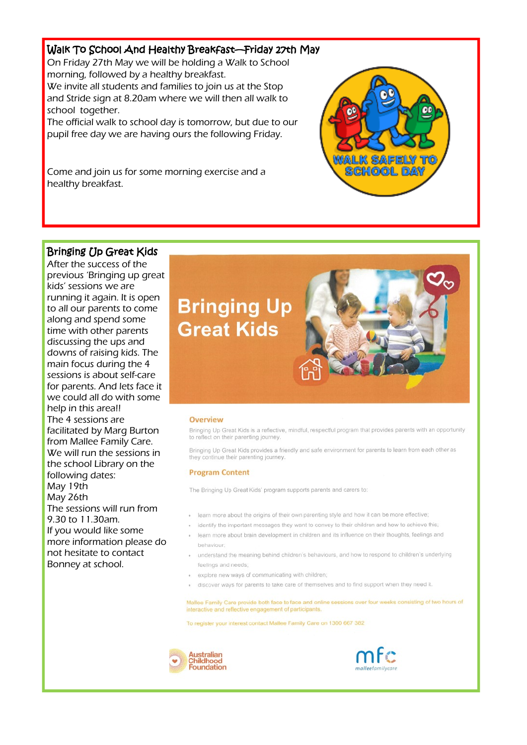## Walk To School And Healthy Breakfast—Friday 27th May

On Friday 27th May we will be holding a Walk to School morning, followed by a healthy breakfast.
We invite all students and families to join us at the Stop and Stride sign at 8.20am where we will then all walk to school together.
The official walk to school day is tomorrow, but due to our pupil free day we are having ours the following Friday.

Come and join us for some morning exercise and a healthy breakfast.

WALK SAFELY TO SCHOOL DAY

## Bringing Up Great Kids

After the success of the previous 'Bringing up great kids' sessions we are running it again. It is open to all our parents to come along and spend some time with other parents discussing the ups and downs of raising kids. The main focus during the 4 sessions is about self-care for parents. And lets face it we could all do with some help in this area!!
The 4 sessions are facilitated by Marg Burton from Mallee Family Care.
We will run the sessions in the school Library on the following dates:
May 19th
May 26th
The sessions will run from 9.30 to 11.30am.
If you would like some more information please do not hesitate to contact Bonney at school.

# Bringing Up Great Kids

### Overview

Bringing Up Great Kids is a reflective, mindful, respectful program that provides parents with an opportunity to reflect on their parenting journey.

Bringing Up Great Kids provides a friendly and safe environment for parents to learn from each other as they continue their parenting journey.

### Program Content

The Bringing Up Great Kids' program supports parents and carers to:

- learn more about the origins of their own parenting style and how it can be more effective;
- identify the important messages they want to convey to their children and how to achieve this;
- learn more about brain development in children and its influence on their thoughts, feelings and behaviour;
- understand the meaning behind children's behaviours, and how to respond to children's underlying feelings and needs;
- explore new ways of communicating with children;
- discover ways for parents to take care of themselves and to find support when they need it.

Mallee Family Care provide both face to face and online sessions over four weeks consisting of two hours of interactive and reflective engagement of participants.

To register your interest contact Mallee Family Care on 1300 667 382

Australian Childhood Foundation

mfc malleefamilycare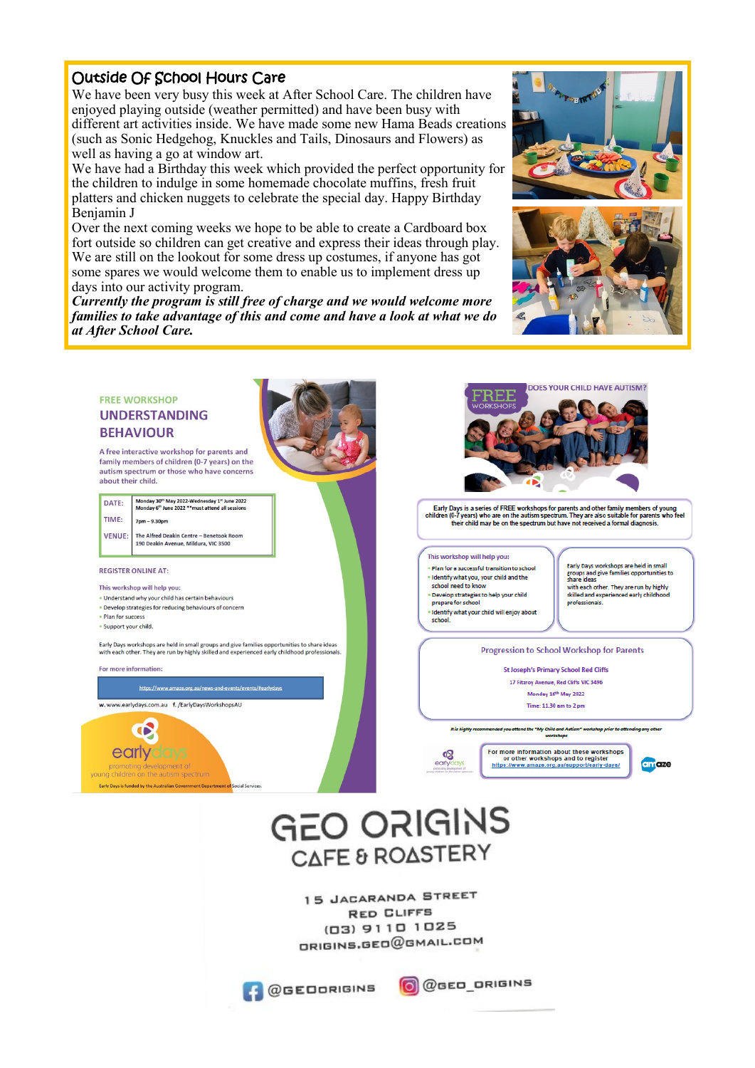## Outside Of School Hours Care

We have been very busy this week at After School Care. The children have enjoyed playing outside (weather permitted) and have been busy with different art activities inside. We have made some new Hama Beads creations (such as Sonic Hedgehog, Knuckles and Tails, Dinosaurs and Flowers) as well as having a go at window art.

We have had a Birthday this week which provided the perfect opportunity for the children to indulge in some homemade chocolate muffins, fresh fruit platters and chicken nuggets to celebrate the special day. Happy Birthday Benjamin J

Over the next coming weeks we hope to be able to create a Cardboard box fort outside so children can get creative and express their ideas through play. We are still on the lookout for some dress up costumes, if anyone has got some spares we would welcome them to enable us to implement dress up days into our activity program.

***Currently the program is still free of charge and we would welcome more families to take advantage of this and come and have a look at what we do at After School Care.***

FREE WORKSHOP

## UNDERSTANDING BEHAVIOUR

A free interactive workshop for parents and family members of children (0-7 years) on the autism spectrum or those who have concerns about their child.

| | |
|---|---|
| DATE: | Monday 30th May 2022-Wednesday 1st June 2022 Monday 6th June 2022 **must attend all sessions |
| TIME: | 7pm – 9.30pm |
| VENUE: | The Alfred Deakin Centre – Benetook Room 190 Deakin Avenue, Mildura, VIC 3500 |

REGISTER ONLINE AT:

This workshop will help you:

- Understand why your child has certain behaviours
- Develop strategies for reducing behaviours of concern
- Plan for success
- Support your child.

Early Days workshops are held in small groups and give families opportunities to share ideas with each other. They are run by highly skilled and experienced early childhood professionals.

For more information:

https://www.amaze.org.au/news-and-events/events/#earlydays

w. www.earlydays.com.au f. /EarlyDaysWorkshopsAU

earlydays
promoting development of young children on the autism spectrum

Early Days is funded by the Australian Government Department of Social Services.

FREE WORKSHOPS

DOES YOUR CHILD HAVE AUTISM?

Early Days is a series of FREE workshops for parents and other family members of young children (0-7 years) who are on the autism spectrum. They are also suitable for parents who feel their child may be on the spectrum but have not received a formal diagnosis.

This workshop will help you:

- Plan for a successful transition to school
- Identify what you, your child and the school need to know
- Develop strategies to help your child prepare for school
- Identify what your child will enjoy about school.

Early Days workshops are held in small groups and give families opportunities to share ideas with each other. They are run by highly skilled and experienced early childhood professionals.

### Progression to School Workshop for Parents

St Joseph's Primary School Red Cliffs

17 Fitzroy Avenue, Red Cliffs VIC 3496

Monday 16th May 2022

Time: 11.30 am to 2 pm

*It is highly recommended you attend the "My Child and Autism" workshop prior to attending any other workshops*

For more information about these workshops or other workshops and to register https://www.amaze.org.au/support/early-days/

amaze

# GEO ORIGINS
## CAFE & ROASTERY

15 Jacaranda Street
Red Cliffs
(03) 9110 1025
origins.geo@gmail.com

@GEOORIGINS @GEO_ORIGINS